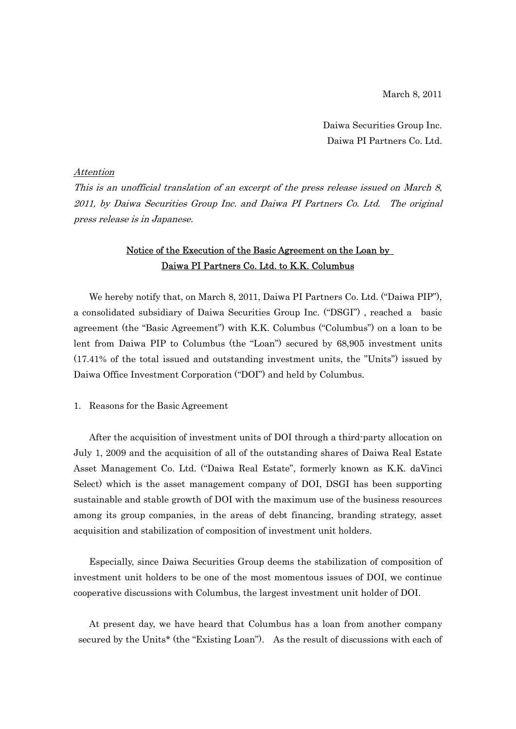March 8, 2011

Daiwa Securities Group Inc.
Daiwa PI Partners Co. Ltd.

*Attention*

*This is an unofficial translation of an excerpt of the press release issued on March 8, 2011, by Daiwa Securities Group Inc. and Daiwa PI Partners Co. Ltd. The original press release is in Japanese.*

# Notice of the Execution of the Basic Agreement on the Loan by Daiwa PI Partners Co. Ltd. to K.K. Columbus

We hereby notify that, on March 8, 2011, Daiwa PI Partners Co. Ltd. ("Daiwa PIP"), a consolidated subsidiary of Daiwa Securities Group Inc. ("DSGI") , reached a basic agreement (the "Basic Agreement") with K.K. Columbus ("Columbus") on a loan to be lent from Daiwa PIP to Columbus (the "Loan") secured by 68,905 investment units (17.41% of the total issued and outstanding investment units, the "Units") issued by Daiwa Office Investment Corporation ("DOI") and held by Columbus.

1. Reasons for the Basic Agreement

After the acquisition of investment units of DOI through a third-party allocation on July 1, 2009 and the acquisition of all of the outstanding shares of Daiwa Real Estate Asset Management Co. Ltd. ("Daiwa Real Estate", formerly known as K.K. daVinci Select) which is the asset management company of DOI, DSGI has been supporting sustainable and stable growth of DOI with the maximum use of the business resources among its group companies, in the areas of debt financing, branding strategy, asset acquisition and stabilization of composition of investment unit holders.

Especially, since Daiwa Securities Group deems the stabilization of composition of investment unit holders to be one of the most momentous issues of DOI, we continue cooperative discussions with Columbus, the largest investment unit holder of DOI.

At present day, we have heard that Columbus has a loan from another company secured by the Units* (the "Existing Loan"). As the result of discussions with each of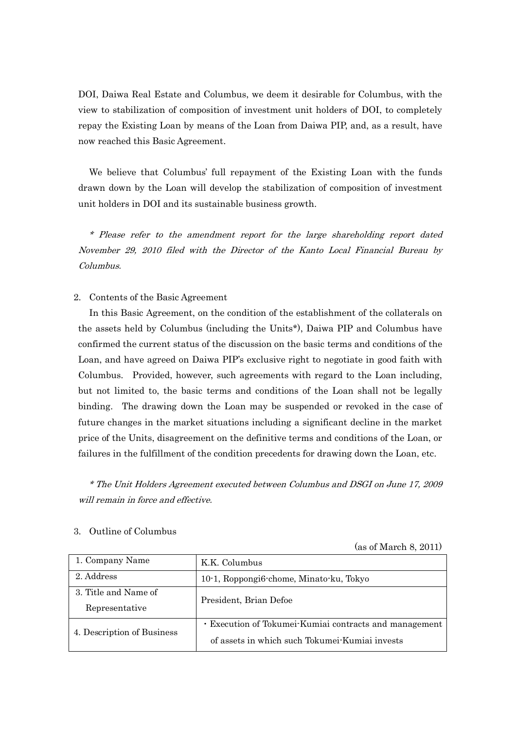DOI, Daiwa Real Estate and Columbus, we deem it desirable for Columbus, with the view to stabilization of composition of investment unit holders of DOI, to completely repay the Existing Loan by means of the Loan from Daiwa PIP, and, as a result, have now reached this Basic Agreement.

We believe that Columbus' full repayment of the Existing Loan with the funds drawn down by the Loan will develop the stabilization of composition of investment unit holders in DOI and its sustainable business growth.

*\* Please refer to the amendment report for the large shareholding report dated November 29, 2010 filed with the Director of the Kanto Local Financial Bureau by Columbus.*

2. Contents of the Basic Agreement

In this Basic Agreement, on the condition of the establishment of the collaterals on the assets held by Columbus (including the Units*), Daiwa PIP and Columbus have confirmed the current status of the discussion on the basic terms and conditions of the Loan, and have agreed on Daiwa PIP's exclusive right to negotiate in good faith with Columbus. Provided, however, such agreements with regard to the Loan including, but not limited to, the basic terms and conditions of the Loan shall not be legally binding. The drawing down the Loan may be suspended or revoked in the case of future changes in the market situations including a significant decline in the market price of the Units, disagreement on the definitive terms and conditions of the Loan, or failures in the fulfillment of the condition precedents for drawing down the Loan, etc.

*\* The Unit Holders Agreement executed between Columbus and DSGI on June 17, 2009 will remain in force and effective.*

3. Outline of Columbus

(as of March 8, 2011)

| | |
|---|---|
| 1. Company Name | K.K. Columbus |
| 2. Address | 10-1, Roppongi6-chome, Minato-ku, Tokyo |
| 3. Title and Name of Representative | President, Brian Defoe |
| 4. Description of Business | ・Execution of Tokumei-Kumiai contracts and management of assets in which such Tokumei-Kumiai invests |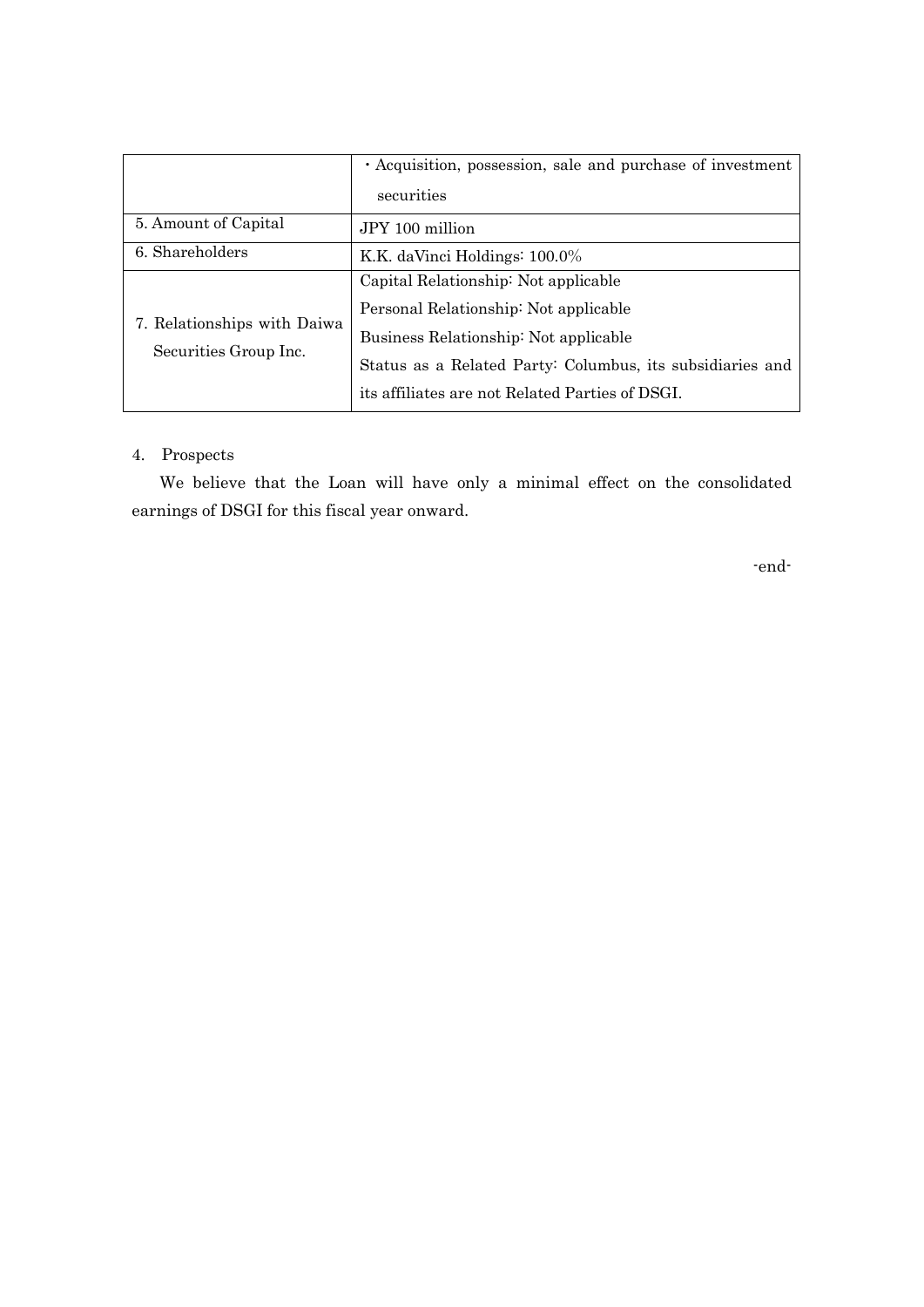| | |
|---|---|
| | ・Acquisition, possession, sale and purchase of investment securities |
| 5. Amount of Capital | JPY 100 million |
| 6. Shareholders | K.K. daVinci Holdings: 100.0% |
| 7. Relationships with Daiwa Securities Group Inc. | Capital Relationship: Not applicable<br>Personal Relationship: Not applicable<br>Business Relationship: Not applicable<br>Status as a Related Party: Columbus, its subsidiaries and its affiliates are not Related Parties of DSGI. |

4. Prospects

We believe that the Loan will have only a minimal effect on the consolidated earnings of DSGI for this fiscal year onward.

-end-